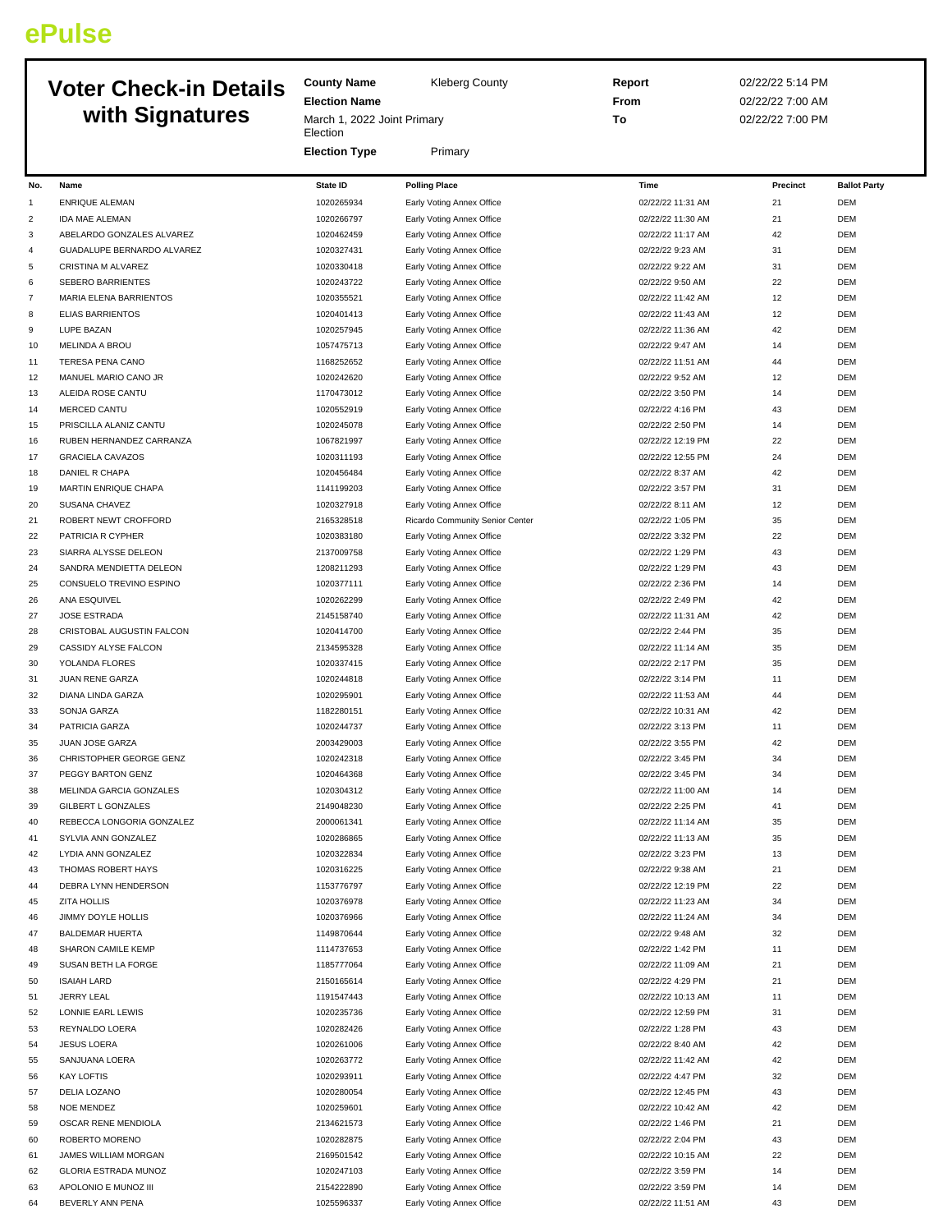# ePulse

## Voter Check-in Details with Signatures

**County Name** Kleberg County
**Election Name** March 1, 2022 Joint Primary Election
**Election Type** Primary

**Report** 02/22/22 5:14 PM
**From** 02/22/22 7:00 AM
**To** 02/22/22 7:00 PM

| No. | Name | State ID | Polling Place | Time | Precinct | Ballot Party |
|---|---|---|---|---|---|---|
| 1 | ENRIQUE ALEMAN | 1020265934 | Early Voting Annex Office | 02/22/22 11:31 AM | 21 | DEM |
| 2 | IDA MAE ALEMAN | 1020266797 | Early Voting Annex Office | 02/22/22 11:30 AM | 21 | DEM |
| 3 | ABELARDO GONZALES ALVAREZ | 1020462459 | Early Voting Annex Office | 02/22/22 11:17 AM | 42 | DEM |
| 4 | GUADALUPE BERNARDO ALVAREZ | 1020327431 | Early Voting Annex Office | 02/22/22 9:23 AM | 31 | DEM |
| 5 | CRISTINA M ALVAREZ | 1020330418 | Early Voting Annex Office | 02/22/22 9:22 AM | 31 | DEM |
| 6 | SEBERO BARRIENTES | 1020243722 | Early Voting Annex Office | 02/22/22 9:50 AM | 22 | DEM |
| 7 | MARIA ELENA BARRIENTOS | 1020355521 | Early Voting Annex Office | 02/22/22 11:42 AM | 12 | DEM |
| 8 | ELIAS BARRIENTOS | 1020401413 | Early Voting Annex Office | 02/22/22 11:43 AM | 12 | DEM |
| 9 | LUPE BAZAN | 1020257945 | Early Voting Annex Office | 02/22/22 11:36 AM | 42 | DEM |
| 10 | MELINDA A BROU | 1057475713 | Early Voting Annex Office | 02/22/22 9:47 AM | 14 | DEM |
| 11 | TERESA PENA CANO | 1168252652 | Early Voting Annex Office | 02/22/22 11:51 AM | 44 | DEM |
| 12 | MANUEL MARIO CANO JR | 1020242620 | Early Voting Annex Office | 02/22/22 9:52 AM | 12 | DEM |
| 13 | ALEIDA ROSE CANTU | 1170473012 | Early Voting Annex Office | 02/22/22 3:50 PM | 14 | DEM |
| 14 | MERCED CANTU | 1020552919 | Early Voting Annex Office | 02/22/22 4:16 PM | 43 | DEM |
| 15 | PRISCILLA ALANIZ CANTU | 1020245078 | Early Voting Annex Office | 02/22/22 2:50 PM | 14 | DEM |
| 16 | RUBEN HERNANDEZ CARRANZA | 1067821997 | Early Voting Annex Office | 02/22/22 12:19 PM | 22 | DEM |
| 17 | GRACIELA CAVAZOS | 1020311193 | Early Voting Annex Office | 02/22/22 12:55 PM | 24 | DEM |
| 18 | DANIEL R CHAPA | 1020456484 | Early Voting Annex Office | 02/22/22 8:37 AM | 42 | DEM |
| 19 | MARTIN ENRIQUE CHAPA | 1141199203 | Early Voting Annex Office | 02/22/22 3:57 PM | 31 | DEM |
| 20 | SUSANA CHAVEZ | 1020327918 | Early Voting Annex Office | 02/22/22 8:11 AM | 12 | DEM |
| 21 | ROBERT NEWT CROFFORD | 2165328518 | Ricardo Community Senior Center | 02/22/22 1:05 PM | 35 | DEM |
| 22 | PATRICIA R CYPHER | 1020383180 | Early Voting Annex Office | 02/22/22 3:32 PM | 22 | DEM |
| 23 | SIARRA ALYSSE DELEON | 2137009758 | Early Voting Annex Office | 02/22/22 1:29 PM | 43 | DEM |
| 24 | SANDRA MENDIETTA DELEON | 1208211293 | Early Voting Annex Office | 02/22/22 1:29 PM | 43 | DEM |
| 25 | CONSUELO TREVINO ESPINO | 1020377111 | Early Voting Annex Office | 02/22/22 2:36 PM | 14 | DEM |
| 26 | ANA ESQUIVEL | 1020262299 | Early Voting Annex Office | 02/22/22 2:49 PM | 42 | DEM |
| 27 | JOSE ESTRADA | 2145158740 | Early Voting Annex Office | 02/22/22 11:31 AM | 42 | DEM |
| 28 | CRISTOBAL AUGUSTIN FALCON | 1020414700 | Early Voting Annex Office | 02/22/22 2:44 PM | 35 | DEM |
| 29 | CASSIDY ALYSE FALCON | 2134595328 | Early Voting Annex Office | 02/22/22 11:14 AM | 35 | DEM |
| 30 | YOLANDA FLORES | 1020337415 | Early Voting Annex Office | 02/22/22 2:17 PM | 35 | DEM |
| 31 | JUAN RENE GARZA | 1020244818 | Early Voting Annex Office | 02/22/22 3:14 PM | 11 | DEM |
| 32 | DIANA LINDA GARZA | 1020295901 | Early Voting Annex Office | 02/22/22 11:53 AM | 44 | DEM |
| 33 | SONJA GARZA | 1182280151 | Early Voting Annex Office | 02/22/22 10:31 AM | 42 | DEM |
| 34 | PATRICIA GARZA | 1020244737 | Early Voting Annex Office | 02/22/22 3:13 PM | 11 | DEM |
| 35 | JUAN JOSE GARZA | 2003429003 | Early Voting Annex Office | 02/22/22 3:55 PM | 42 | DEM |
| 36 | CHRISTOPHER GEORGE GENZ | 1020242318 | Early Voting Annex Office | 02/22/22 3:45 PM | 34 | DEM |
| 37 | PEGGY BARTON GENZ | 1020464368 | Early Voting Annex Office | 02/22/22 3:45 PM | 34 | DEM |
| 38 | MELINDA GARCIA GONZALES | 1020304312 | Early Voting Annex Office | 02/22/22 11:00 AM | 14 | DEM |
| 39 | GILBERT L GONZALES | 2149048230 | Early Voting Annex Office | 02/22/22 2:25 PM | 41 | DEM |
| 40 | REBECCA LONGORIA GONZALEZ | 2000061341 | Early Voting Annex Office | 02/22/22 11:14 AM | 35 | DEM |
| 41 | SYLVIA ANN GONZALEZ | 1020286865 | Early Voting Annex Office | 02/22/22 11:13 AM | 35 | DEM |
| 42 | LYDIA ANN GONZALEZ | 1020322834 | Early Voting Annex Office | 02/22/22 3:23 PM | 13 | DEM |
| 43 | THOMAS ROBERT HAYS | 1020316225 | Early Voting Annex Office | 02/22/22 9:38 AM | 21 | DEM |
| 44 | DEBRA LYNN HENDERSON | 1153776797 | Early Voting Annex Office | 02/22/22 12:19 PM | 22 | DEM |
| 45 | ZITA HOLLIS | 1020376978 | Early Voting Annex Office | 02/22/22 11:23 AM | 34 | DEM |
| 46 | JIMMY DOYLE HOLLIS | 1020376966 | Early Voting Annex Office | 02/22/22 11:24 AM | 34 | DEM |
| 47 | BALDEMAR HUERTA | 1149870644 | Early Voting Annex Office | 02/22/22 9:48 AM | 32 | DEM |
| 48 | SHARON CAMILE KEMP | 1114737653 | Early Voting Annex Office | 02/22/22 1:42 PM | 11 | DEM |
| 49 | SUSAN BETH LA FORGE | 1185777064 | Early Voting Annex Office | 02/22/22 11:09 AM | 21 | DEM |
| 50 | ISAIAH LARD | 2150165614 | Early Voting Annex Office | 02/22/22 4:29 PM | 21 | DEM |
| 51 | JERRY LEAL | 1191547443 | Early Voting Annex Office | 02/22/22 10:13 AM | 11 | DEM |
| 52 | LONNIE EARL LEWIS | 1020235736 | Early Voting Annex Office | 02/22/22 12:59 PM | 31 | DEM |
| 53 | REYNALDO LOERA | 1020282426 | Early Voting Annex Office | 02/22/22 1:28 PM | 43 | DEM |
| 54 | JESUS LOERA | 1020261006 | Early Voting Annex Office | 02/22/22 8:40 AM | 42 | DEM |
| 55 | SANJUANA LOERA | 1020263772 | Early Voting Annex Office | 02/22/22 11:42 AM | 42 | DEM |
| 56 | KAY LOFTIS | 1020293911 | Early Voting Annex Office | 02/22/22 4:47 PM | 32 | DEM |
| 57 | DELIA LOZANO | 1020280054 | Early Voting Annex Office | 02/22/22 12:45 PM | 43 | DEM |
| 58 | NOE MENDEZ | 1020259601 | Early Voting Annex Office | 02/22/22 10:42 AM | 42 | DEM |
| 59 | OSCAR RENE MENDIOLA | 2134621573 | Early Voting Annex Office | 02/22/22 1:46 PM | 21 | DEM |
| 60 | ROBERTO MORENO | 1020282875 | Early Voting Annex Office | 02/22/22 2:04 PM | 43 | DEM |
| 61 | JAMES WILLIAM MORGAN | 2169501542 | Early Voting Annex Office | 02/22/22 10:15 AM | 22 | DEM |
| 62 | GLORIA ESTRADA MUNOZ | 1020247103 | Early Voting Annex Office | 02/22/22 3:59 PM | 14 | DEM |
| 63 | APOLONIO E MUNOZ III | 2154222890 | Early Voting Annex Office | 02/22/22 3:59 PM | 14 | DEM |
| 64 | BEVERLY ANN PENA | 1025596337 | Early Voting Annex Office | 02/22/22 11:51 AM | 43 | DEM |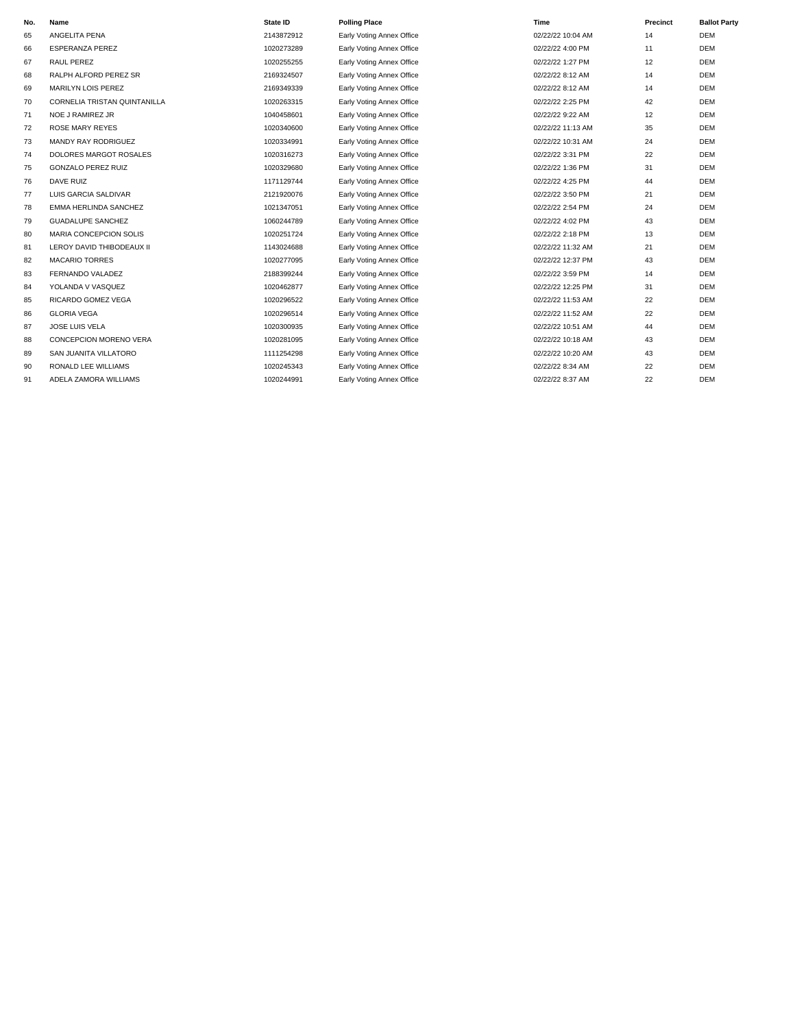| No. | Name | State ID | Polling Place | Time | Precinct | Ballot Party |
|---|---|---|---|---|---|---|
| 65 | ANGELITA PENA | 2143872912 | Early Voting Annex Office | 02/22/22 10:04 AM | 14 | DEM |
| 66 | ESPERANZA PEREZ | 1020273289 | Early Voting Annex Office | 02/22/22 4:00 PM | 11 | DEM |
| 67 | RAUL PEREZ | 1020255255 | Early Voting Annex Office | 02/22/22 1:27 PM | 12 | DEM |
| 68 | RALPH ALFORD PEREZ SR | 2169324507 | Early Voting Annex Office | 02/22/22 8:12 AM | 14 | DEM |
| 69 | MARILYN LOIS PEREZ | 2169349339 | Early Voting Annex Office | 02/22/22 8:12 AM | 14 | DEM |
| 70 | CORNELIA TRISTAN QUINTANILLA | 1020263315 | Early Voting Annex Office | 02/22/22 2:25 PM | 42 | DEM |
| 71 | NOE J RAMIREZ JR | 1040458601 | Early Voting Annex Office | 02/22/22 9:22 AM | 12 | DEM |
| 72 | ROSE MARY REYES | 1020340600 | Early Voting Annex Office | 02/22/22 11:13 AM | 35 | DEM |
| 73 | MANDY RAY RODRIGUEZ | 1020334991 | Early Voting Annex Office | 02/22/22 10:31 AM | 24 | DEM |
| 74 | DOLORES MARGOT ROSALES | 1020316273 | Early Voting Annex Office | 02/22/22 3:31 PM | 22 | DEM |
| 75 | GONZALO PEREZ RUIZ | 1020329680 | Early Voting Annex Office | 02/22/22 1:36 PM | 31 | DEM |
| 76 | DAVE RUIZ | 1171129744 | Early Voting Annex Office | 02/22/22 4:25 PM | 44 | DEM |
| 77 | LUIS GARCIA SALDIVAR | 2121920076 | Early Voting Annex Office | 02/22/22 3:50 PM | 21 | DEM |
| 78 | EMMA HERLINDA SANCHEZ | 1021347051 | Early Voting Annex Office | 02/22/22 2:54 PM | 24 | DEM |
| 79 | GUADALUPE SANCHEZ | 1060244789 | Early Voting Annex Office | 02/22/22 4:02 PM | 43 | DEM |
| 80 | MARIA CONCEPCION SOLIS | 1020251724 | Early Voting Annex Office | 02/22/22 2:18 PM | 13 | DEM |
| 81 | LEROY DAVID THIBODEAUX II | 1143024688 | Early Voting Annex Office | 02/22/22 11:32 AM | 21 | DEM |
| 82 | MACARIO TORRES | 1020277095 | Early Voting Annex Office | 02/22/22 12:37 PM | 43 | DEM |
| 83 | FERNANDO VALADEZ | 2188399244 | Early Voting Annex Office | 02/22/22 3:59 PM | 14 | DEM |
| 84 | YOLANDA V VASQUEZ | 1020462877 | Early Voting Annex Office | 02/22/22 12:25 PM | 31 | DEM |
| 85 | RICARDO GOMEZ VEGA | 1020296522 | Early Voting Annex Office | 02/22/22 11:53 AM | 22 | DEM |
| 86 | GLORIA VEGA | 1020296514 | Early Voting Annex Office | 02/22/22 11:52 AM | 22 | DEM |
| 87 | JOSE LUIS VELA | 1020300935 | Early Voting Annex Office | 02/22/22 10:51 AM | 44 | DEM |
| 88 | CONCEPCION MORENO VERA | 1020281095 | Early Voting Annex Office | 02/22/22 10:18 AM | 43 | DEM |
| 89 | SAN JUANITA VILLATORO | 1111254298 | Early Voting Annex Office | 02/22/22 10:20 AM | 43 | DEM |
| 90 | RONALD LEE WILLIAMS | 1020245343 | Early Voting Annex Office | 02/22/22 8:34 AM | 22 | DEM |
| 91 | ADELA ZAMORA WILLIAMS | 1020244991 | Early Voting Annex Office | 02/22/22 8:37 AM | 22 | DEM |